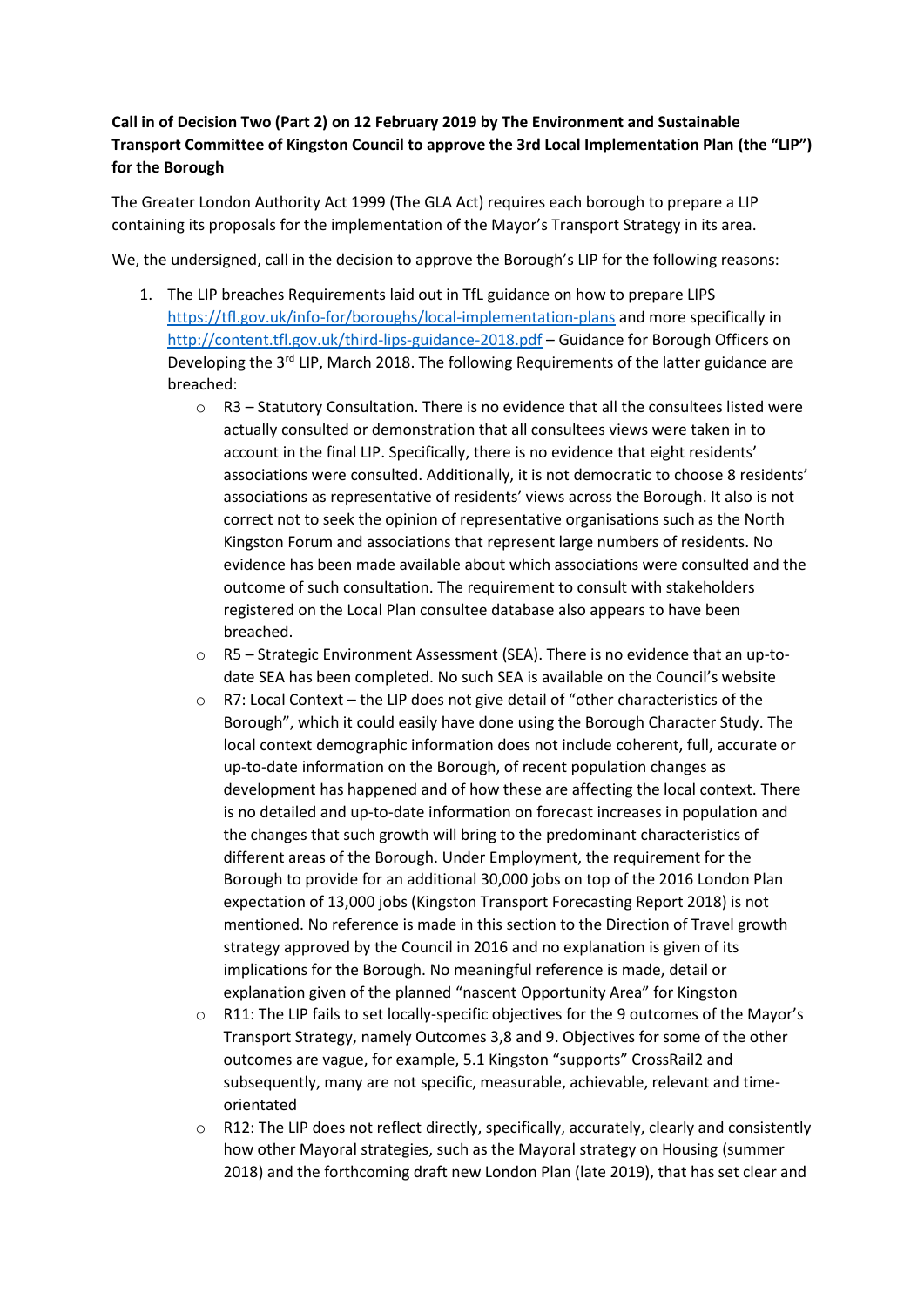**Call in of Decision Two (Part 2) on 12 February 2019 by The Environment and Sustainable Transport Committee of Kingston Council to approve the 3rd Local Implementation Plan (the "LIP") for the Borough**

The Greater London Authority Act 1999 (The GLA Act) requires each borough to prepare a LIP containing its proposals for the implementation of the Mayor's Transport Strategy in its area.

We, the undersigned, call in the decision to approve the Borough's LIP for the following reasons:

1. The LIP breaches Requirements laid out in TfL guidance on how to prepare LIPS https://tfl.gov.uk/info-for/boroughs/local-implementation-plans and more specifically in http://content.tfl.gov.uk/third-lips-guidance-2018.pdf – Guidance for Borough Officers on Developing the 3rd LIP, March 2018. The following Requirements of the latter guidance are breached:
   - R3 – Statutory Consultation. There is no evidence that all the consultees listed were actually consulted or demonstration that all consultees views were taken in to account in the final LIP. Specifically, there is no evidence that eight residents' associations were consulted. Additionally, it is not democratic to choose 8 residents' associations as representative of residents' views across the Borough. It also is not correct not to seek the opinion of representative organisations such as the North Kingston Forum and associations that represent large numbers of residents. No evidence has been made available about which associations were consulted and the outcome of such consultation. The requirement to consult with stakeholders registered on the Local Plan consultee database also appears to have been breached.
   - R5 – Strategic Environment Assessment (SEA). There is no evidence that an up-to-date SEA has been completed. No such SEA is available on the Council's website
   - R7: Local Context – the LIP does not give detail of "other characteristics of the Borough", which it could easily have done using the Borough Character Study. The local context demographic information does not include coherent, full, accurate or up-to-date information on the Borough, of recent population changes as development has happened and of how these are affecting the local context. There is no detailed and up-to-date information on forecast increases in population and the changes that such growth will bring to the predominant characteristics of different areas of the Borough. Under Employment, the requirement for the Borough to provide for an additional 30,000 jobs on top of the 2016 London Plan expectation of 13,000 jobs (Kingston Transport Forecasting Report 2018) is not mentioned. No reference is made in this section to the Direction of Travel growth strategy approved by the Council in 2016 and no explanation is given of its implications for the Borough. No meaningful reference is made, detail or explanation given of the planned "nascent Opportunity Area" for Kingston
   - R11: The LIP fails to set locally-specific objectives for the 9 outcomes of the Mayor's Transport Strategy, namely Outcomes 3,8 and 9. Objectives for some of the other outcomes are vague, for example, 5.1 Kingston "supports" CrossRail2 and subsequently, many are not specific, measurable, achievable, relevant and time-orientated
   - R12: The LIP does not reflect directly, specifically, accurately, clearly and consistently how other Mayoral strategies, such as the Mayoral strategy on Housing (summer 2018) and the forthcoming draft new London Plan (late 2019), that has set clear and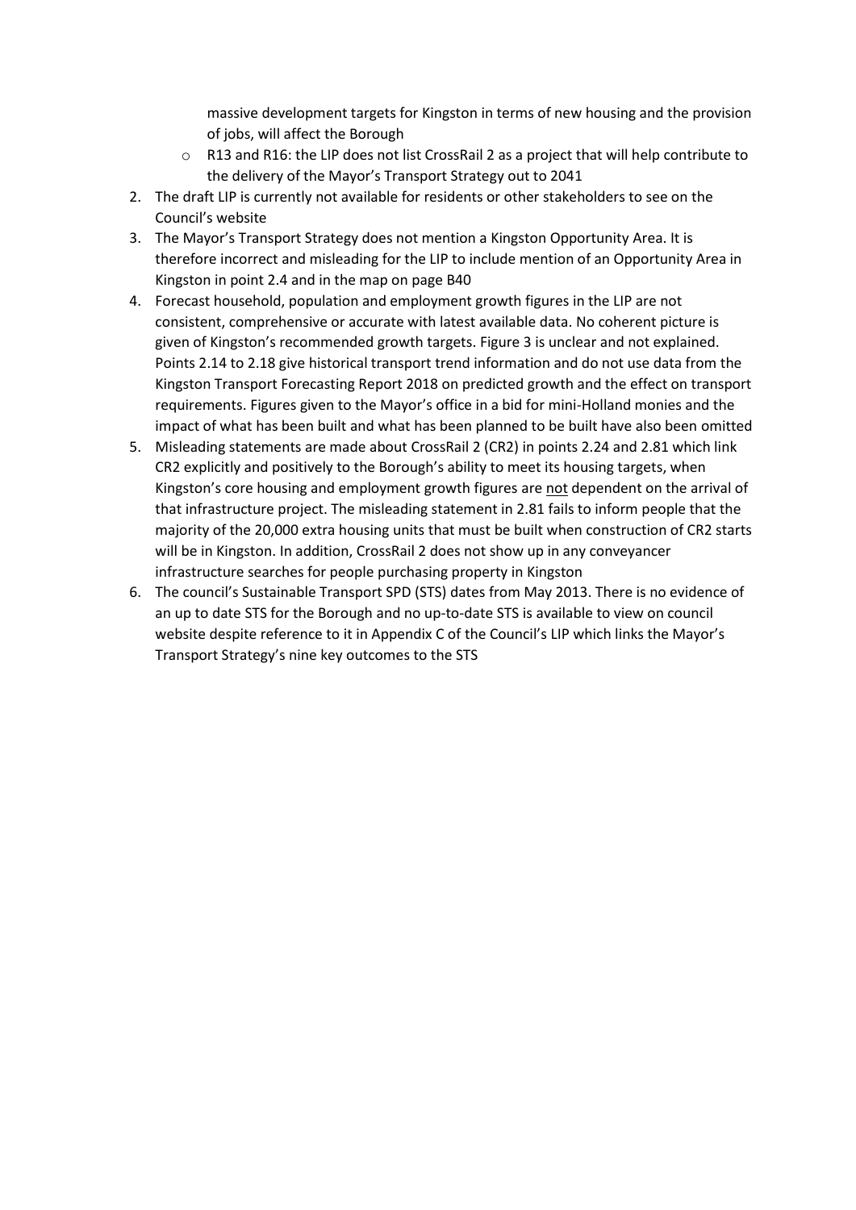massive development targets for Kingston in terms of new housing and the provision of jobs, will affect the Borough

   - R13 and R16: the LIP does not list CrossRail 2 as a project that will help contribute to the delivery of the Mayor's Transport Strategy out to 2041

2. The draft LIP is currently not available for residents or other stakeholders to see on the Council's website
3. The Mayor's Transport Strategy does not mention a Kingston Opportunity Area. It is therefore incorrect and misleading for the LIP to include mention of an Opportunity Area in Kingston in point 2.4 and in the map on page B40
4. Forecast household, population and employment growth figures in the LIP are not consistent, comprehensive or accurate with latest available data. No coherent picture is given of Kingston's recommended growth targets. Figure 3 is unclear and not explained. Points 2.14 to 2.18 give historical transport trend information and do not use data from the Kingston Transport Forecasting Report 2018 on predicted growth and the effect on transport requirements. Figures given to the Mayor's office in a bid for mini-Holland monies and the impact of what has been built and what has been planned to be built have also been omitted
5. Misleading statements are made about CrossRail 2 (CR2) in points 2.24 and 2.81 which link CR2 explicitly and positively to the Borough's ability to meet its housing targets, when Kingston's core housing and employment growth figures are <u>not</u> dependent on the arrival of that infrastructure project. The misleading statement in 2.81 fails to inform people that the majority of the 20,000 extra housing units that must be built when construction of CR2 starts will be in Kingston. In addition, CrossRail 2 does not show up in any conveyancer infrastructure searches for people purchasing property in Kingston
6. The council's Sustainable Transport SPD (STS) dates from May 2013. There is no evidence of an up to date STS for the Borough and no up-to-date STS is available to view on council website despite reference to it in Appendix C of the Council's LIP which links the Mayor's Transport Strategy's nine key outcomes to the STS